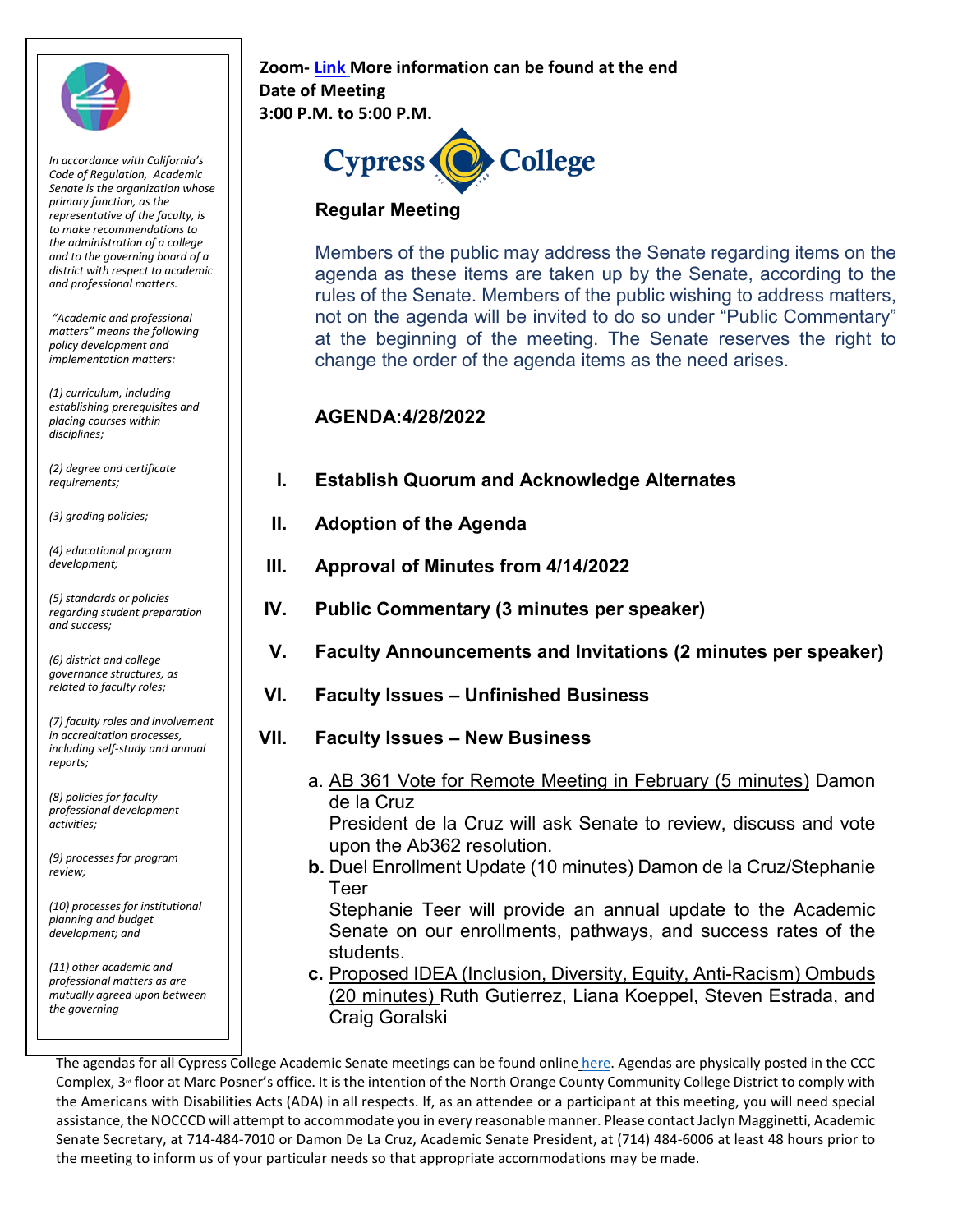**Zoom- Link More information can be found at the end**
**Date of Meeting**
**3:00 P.M. to 5:00 P.M.**

Cypress College

**Regular Meeting**

Members of the public may address the Senate regarding items on the agenda as these items are taken up by the Senate, according to the rules of the Senate. Members of the public wishing to address matters, not on the agenda will be invited to do so under "Public Commentary" at the beginning of the meeting. The Senate reserves the right to change the order of the agenda items as the need arises.

*In accordance with California's Code of Regulation, Academic Senate is the organization whose primary function, as the representative of the faculty, is to make recommendations to the administration of a college and to the governing board of a district with respect to academic and professional matters.*

*"Academic and professional matters" means the following policy development and implementation matters:*

*(1) curriculum, including establishing prerequisites and placing courses within disciplines;*

*(2) degree and certificate requirements;*

*(3) grading policies;*

*(4) educational program development;*

*(5) standards or policies regarding student preparation and success;*

*(6) district and college governance structures, as related to faculty roles;*

*(7) faculty roles and involvement in accreditation processes, including self-study and annual reports;*

*(8) policies for faculty professional development activities;*

*(9) processes for program review;*

*(10) processes for institutional planning and budget development; and*

*(11) other academic and professional matters as are mutually agreed upon between the governing*

## AGENDA:4/28/2022

I. **Establish Quorum and Acknowledge Alternates**

II. **Adoption of the Agenda**

III. **Approval of Minutes from 4/14/2022**

IV. **Public Commentary (3 minutes per speaker)**

V. **Faculty Announcements and Invitations (2 minutes per speaker)**

VI. **Faculty Issues – Unfinished Business**

VII. **Faculty Issues – New Business**

a. AB 361 Vote for Remote Meeting in February (5 minutes) Damon de la Cruz
President de la Cruz will ask Senate to review, discuss and vote upon the Ab362 resolution.

**b.** Duel Enrollment Update (10 minutes) Damon de la Cruz/Stephanie Teer
Stephanie Teer will provide an annual update to the Academic Senate on our enrollments, pathways, and success rates of the students.

**c.** Proposed IDEA (Inclusion, Diversity, Equity, Anti-Racism) Ombuds (20 minutes) Ruth Gutierrez, Liana Koeppel, Steven Estrada, and Craig Goralski

The agendas for all Cypress College Academic Senate meetings can be found online here. Agendas are physically posted in the CCC Complex, 3rd floor at Marc Posner's office. It is the intention of the North Orange County Community College District to comply with the Americans with Disabilities Acts (ADA) in all respects. If, as an attendee or a participant at this meeting, you will need special assistance, the NOCCCD will attempt to accommodate you in every reasonable manner. Please contact Jaclyn Magginetti, Academic Senate Secretary, at 714-484-7010 or Damon De La Cruz, Academic Senate President, at (714) 484-6006 at least 48 hours prior to the meeting to inform us of your particular needs so that appropriate accommodations may be made.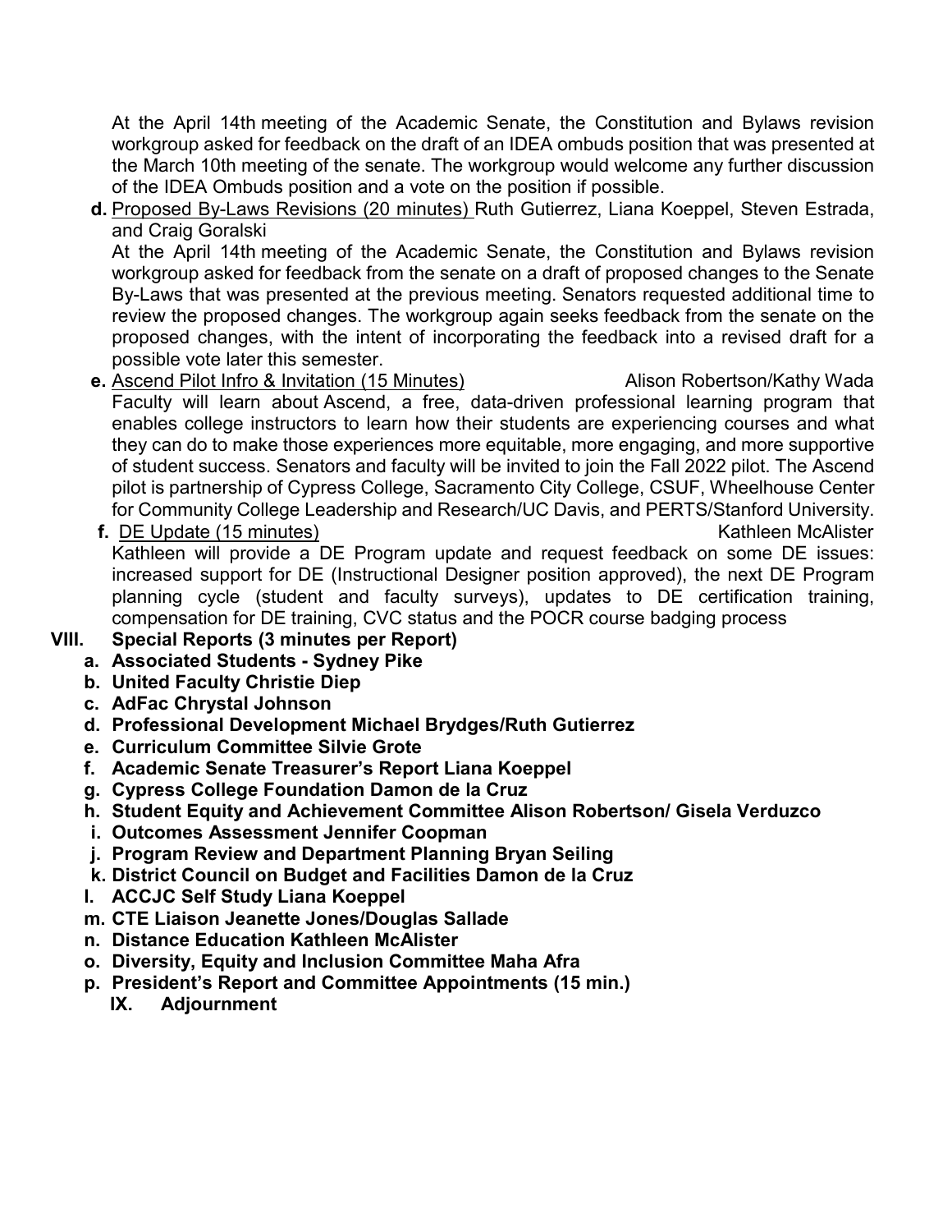At the April 14th meeting of the Academic Senate, the Constitution and Bylaws revision workgroup asked for feedback on the draft of an IDEA ombuds position that was presented at the March 10th meeting of the senate. The workgroup would welcome any further discussion of the IDEA Ombuds position and a vote on the position if possible.

**d.** Proposed By-Laws Revisions (20 minutes) Ruth Gutierrez, Liana Koeppel, Steven Estrada, and Craig Goralski

At the April 14th meeting of the Academic Senate, the Constitution and Bylaws revision workgroup asked for feedback from the senate on a draft of proposed changes to the Senate By-Laws that was presented at the previous meeting. Senators requested additional time to review the proposed changes. The workgroup again seeks feedback from the senate on the proposed changes, with the intent of incorporating the feedback into a revised draft for a possible vote later this semester.

**e.** Ascend Pilot Infro & Invitation (15 Minutes) Alison Robertson/Kathy Wada

Faculty will learn about Ascend, a free, data-driven professional learning program that enables college instructors to learn how their students are experiencing courses and what they can do to make those experiences more equitable, more engaging, and more supportive of student success. Senators and faculty will be invited to join the Fall 2022 pilot. The Ascend pilot is partnership of Cypress College, Sacramento City College, CSUF, Wheelhouse Center for Community College Leadership and Research/UC Davis, and PERTS/Stanford University.

**f.** DE Update (15 minutes) Kathleen McAlister

Kathleen will provide a DE Program update and request feedback on some DE issues: increased support for DE (Instructional Designer position approved), the next DE Program planning cycle (student and faculty surveys), updates to DE certification training, compensation for DE training, CVC status and the POCR course badging process

**VIII. Special Reports (3 minutes per Report)**

- **a. Associated Students - Sydney Pike**
- **b. United Faculty Christie Diep**
- **c. AdFac Chrystal Johnson**
- **d. Professional Development Michael Brydges/Ruth Gutierrez**
- **e. Curriculum Committee Silvie Grote**
- **f. Academic Senate Treasurer's Report Liana Koeppel**
- **g. Cypress College Foundation Damon de la Cruz**
- **h. Student Equity and Achievement Committee Alison Robertson/ Gisela Verduzco**
- **i. Outcomes Assessment Jennifer Coopman**
- **j. Program Review and Department Planning Bryan Seiling**
- **k. District Council on Budget and Facilities Damon de la Cruz**
- **l. ACCJC Self Study Liana Koeppel**
- **m. CTE Liaison Jeanette Jones/Douglas Sallade**
- **n. Distance Education Kathleen McAlister**
- **o. Diversity, Equity and Inclusion Committee Maha Afra**
- **p. President's Report and Committee Appointments (15 min.)**

**IX. Adjournment**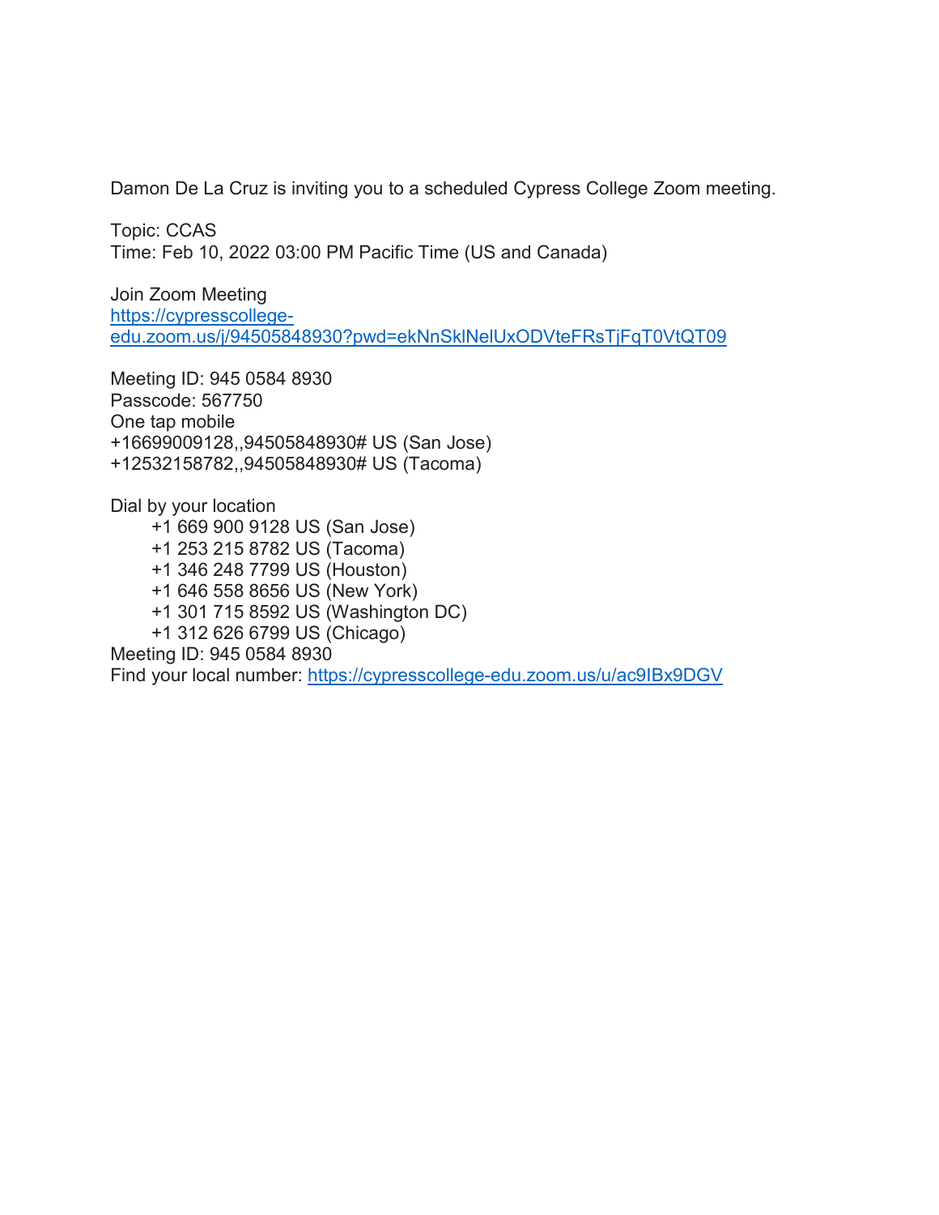Damon De La Cruz is inviting you to a scheduled Cypress College Zoom meeting.

Topic: CCAS
Time: Feb 10, 2022 03:00 PM Pacific Time (US and Canada)

Join Zoom Meeting
https://cypresscollege-edu.zoom.us/j/94505848930?pwd=ekNnSklNelUxODVteFRsTjFqT0VtQT09

Meeting ID: 945 0584 8930
Passcode: 567750
One tap mobile
+16699009128,,94505848930# US (San Jose)
+12532158782,,94505848930# US (Tacoma)

Dial by your location
+1 669 900 9128 US (San Jose)
+1 253 215 8782 US (Tacoma)
+1 346 248 7799 US (Houston)
+1 646 558 8656 US (New York)
+1 301 715 8592 US (Washington DC)
+1 312 626 6799 US (Chicago)
Meeting ID: 945 0584 8930
Find your local number: https://cypresscollege-edu.zoom.us/u/ac9IBx9DGV